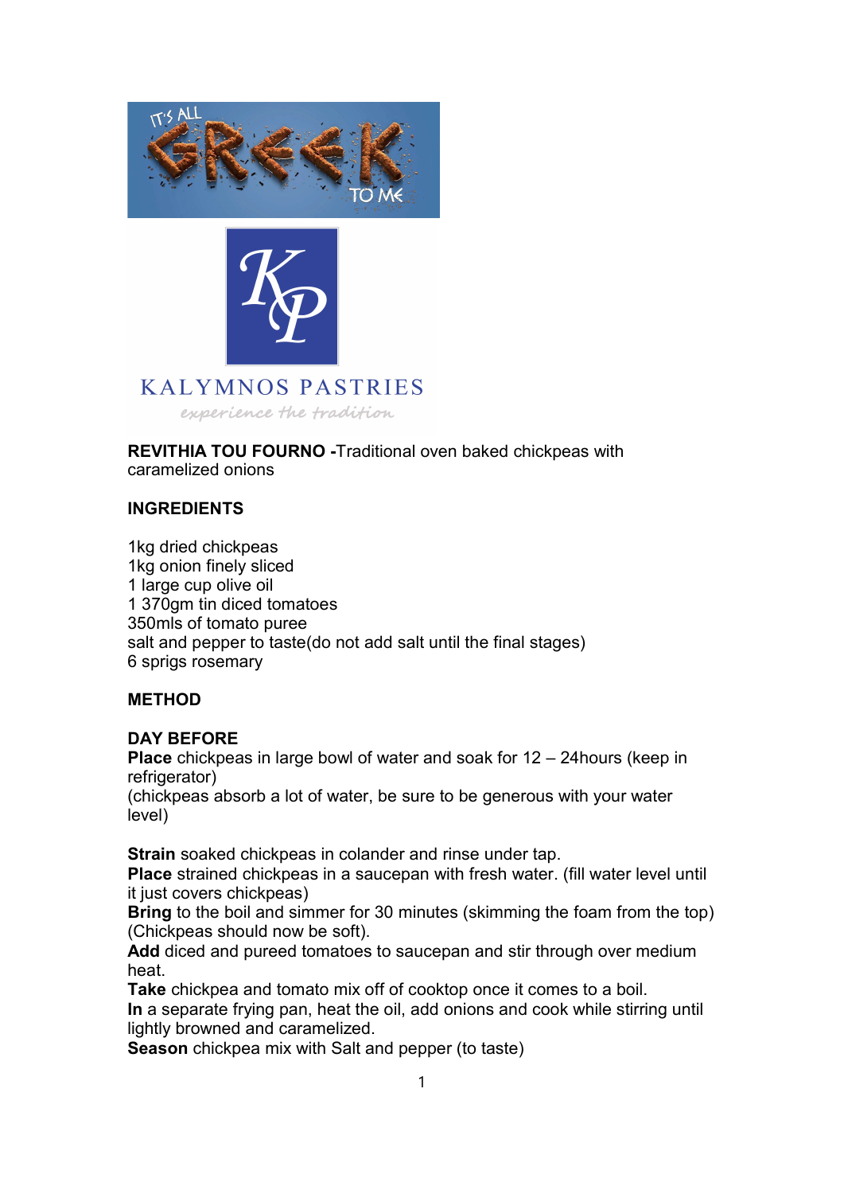**REVITHIA TOU FOURNO -**Traditional oven baked chickpeas with caramelized onions

**INGREDIENTS**

1kg dried chickpeas
1kg onion finely sliced
1 large cup olive oil
1 370gm tin diced tomatoes
350mls of tomato puree
salt and pepper to taste(do not add salt until the final stages)
6 sprigs rosemary

**METHOD**

**DAY BEFORE**
**Place** chickpeas in large bowl of water and soak for 12 – 24hours (keep in refrigerator)
(chickpeas absorb a lot of water, be sure to be generous with your water level)

**Strain** soaked chickpeas in colander and rinse under tap.
**Place** strained chickpeas in a saucepan with fresh water. (fill water level until it just covers chickpeas)
**Bring** to the boil and simmer for 30 minutes (skimming the foam from the top) (Chickpeas should now be soft).
**Add** diced and pureed tomatoes to saucepan and stir through over medium heat.
**Take** chickpea and tomato mix off of cooktop once it comes to a boil.
**In** a separate frying pan, heat the oil, add onions and cook while stirring until lightly browned and caramelized.
**Season** chickpea mix with Salt and pepper (to taste)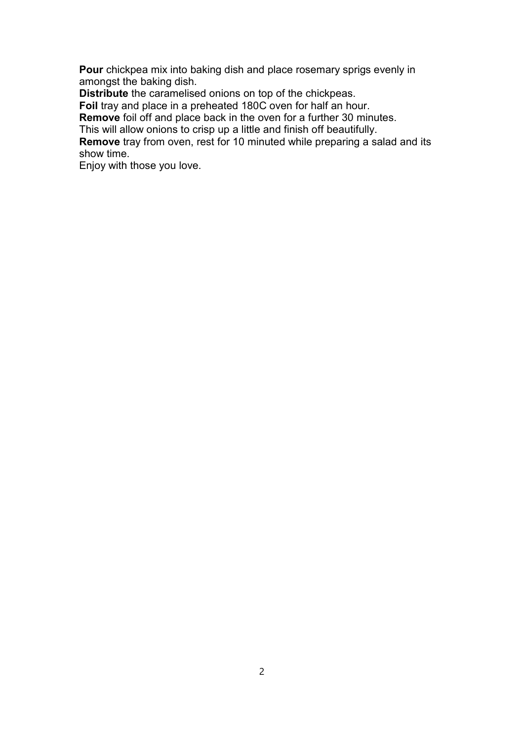**Pour** chickpea mix into baking dish and place rosemary sprigs evenly in amongst the baking dish.
**Distribute** the caramelised onions on top of the chickpeas.
**Foil** tray and place in a preheated 180C oven for half an hour.
**Remove** foil off and place back in the oven for a further 30 minutes.
This will allow onions to crisp up a little and finish off beautifully.
**Remove** tray from oven, rest for 10 minuted while preparing a salad and its show time.
Enjoy with those you love.